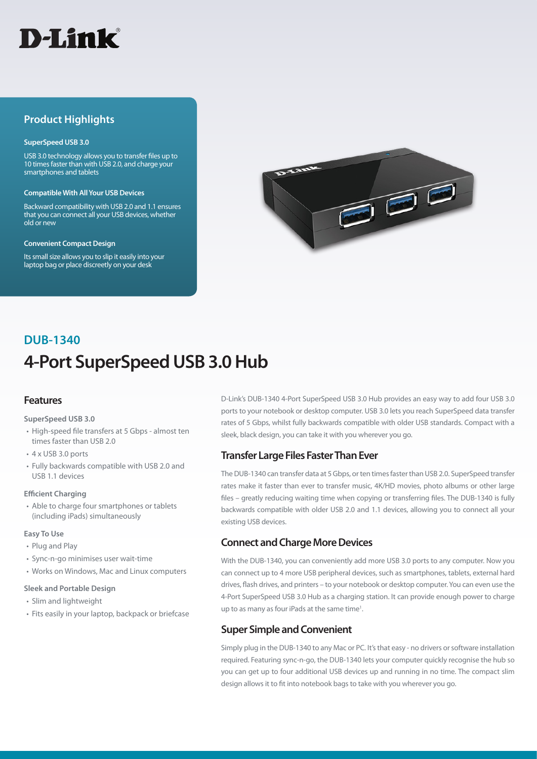D-Link

## Product Highlights

**SuperSpeed USB 3.0**

USB 3.0 technology allows you to transfer files up to 10 times faster than with USB 2.0, and charge your smartphones and tablets

**Compatible With All Your USB Devices**

Backward compatibility with USB 2.0 and 1.1 ensures that you can connect all your USB devices, whether old or new

**Convenient Compact Design**

Its small size allows you to slip it easily into your laptop bag or place discreetly on your desk

## DUB-1340

# 4-Port SuperSpeed USB 3.0 Hub

## Features

**SuperSpeed USB 3.0**

- High-speed file transfers at 5 Gbps - almost ten times faster than USB 2.0
- 4 x USB 3.0 ports
- Fully backwards compatible with USB 2.0 and USB 1.1 devices

**Efficient Charging**

- Able to charge four smartphones or tablets (including iPads) simultaneously

**Easy To Use**

- Plug and Play
- Sync-n-go minimises user wait-time
- Works on Windows, Mac and Linux computers

**Sleek and Portable Design**

- Slim and lightweight
- Fits easily in your laptop, backpack or briefcase

D-Link's DUB-1340 4-Port SuperSpeed USB 3.0 Hub provides an easy way to add four USB 3.0 ports to your notebook or desktop computer. USB 3.0 lets you reach SuperSpeed data transfer rates of 5 Gbps, whilst fully backwards compatible with older USB standards. Compact with a sleek, black design, you can take it with you wherever you go.

## Transfer Large Files Faster Than Ever

The DUB-1340 can transfer data at 5 Gbps, or ten times faster than USB 2.0. SuperSpeed transfer rates make it faster than ever to transfer music, 4K/HD movies, photo albums or other large files – greatly reducing waiting time when copying or transferring files. The DUB-1340 is fully backwards compatible with older USB 2.0 and 1.1 devices, allowing you to connect all your existing USB devices.

## Connect and Charge More Devices

With the DUB-1340, you can conveniently add more USB 3.0 ports to any computer. Now you can connect up to 4 more USB peripheral devices, such as smartphones, tablets, external hard drives, flash drives, and printers – to your notebook or desktop computer. You can even use the 4-Port SuperSpeed USB 3.0 Hub as a charging station. It can provide enough power to charge up to as many as four iPads at the same time[1].

## Super Simple and Convenient

Simply plug in the DUB-1340 to any Mac or PC. It's that easy - no drivers or software installation required. Featuring sync-n-go, the DUB-1340 lets your computer quickly recognise the hub so you can get up to four additional USB devices up and running in no time. The compact slim design allows it to fit into notebook bags to take with you wherever you go.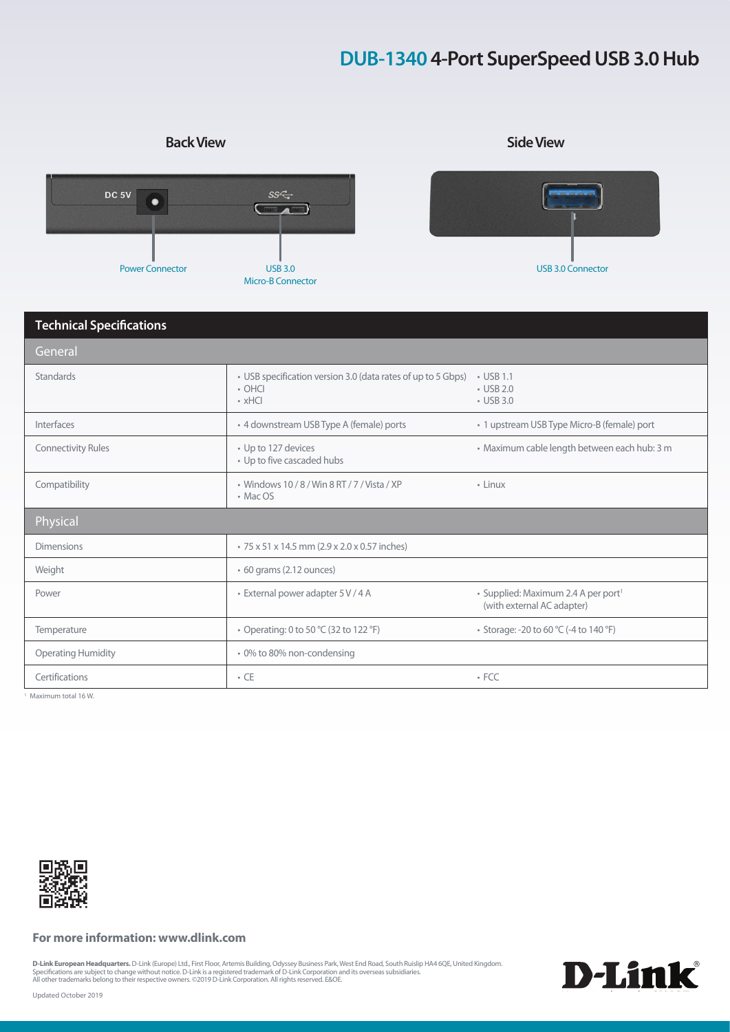# DUB-1340 4-Port SuperSpeed USB 3.0 Hub

## Back View

DC 5V

Power Connector

USB 3.0 Micro-B Connector

## Side View

USB 3.0 Connector

## Technical Specifications

| | | |
|---|---|---|
| **General** | | |
| Standards | • USB specification version 3.0 (data rates of up to 5 Gbps)<br>• OHCI<br>• xHCI | • USB 1.1<br>• USB 2.0<br>• USB 3.0 |
| Interfaces | • 4 downstream USB Type A (female) ports | • 1 upstream USB Type Micro-B (female) port |
| Connectivity Rules | • Up to 127 devices<br>• Up to five cascaded hubs | • Maximum cable length between each hub: 3 m |
| Compatibility | • Windows 10 / 8 / Win 8 RT / 7 / Vista / XP<br>• Mac OS | • Linux |
| **Physical** | | |
| Dimensions | • 75 x 51 x 14.5 mm (2.9 x 2.0 x 0.57 inches) | |
| Weight | • 60 grams (2.12 ounces) | |
| Power | • External power adapter 5 V / 4 A | • Supplied: Maximum 2.4 A per port[1] (with external AC adapter) |
| Temperature | • Operating: 0 to 50 °C (32 to 122 °F) | • Storage: -20 to 60 °C (-4 to 140 °F) |
| Operating Humidity | • 0% to 80% non-condensing | |
| Certifications | • CE | • FCC |

[1] Maximum total 16 W.

**For more information: www.dlink.com**

**D-Link European Headquarters.** D-Link (Europe) Ltd., First Floor, Artemis Building, Odyssey Business Park, West End Road, South Ruislip HA4 6QE, United Kingdom. Specifications are subject to change without notice. D-Link is a registered trademark of D-Link Corporation and its overseas subsidiaries. All other trademarks belong to their respective owners. ©2019 D-Link Corporation. All rights reserved. E&OE.

Updated October 2019